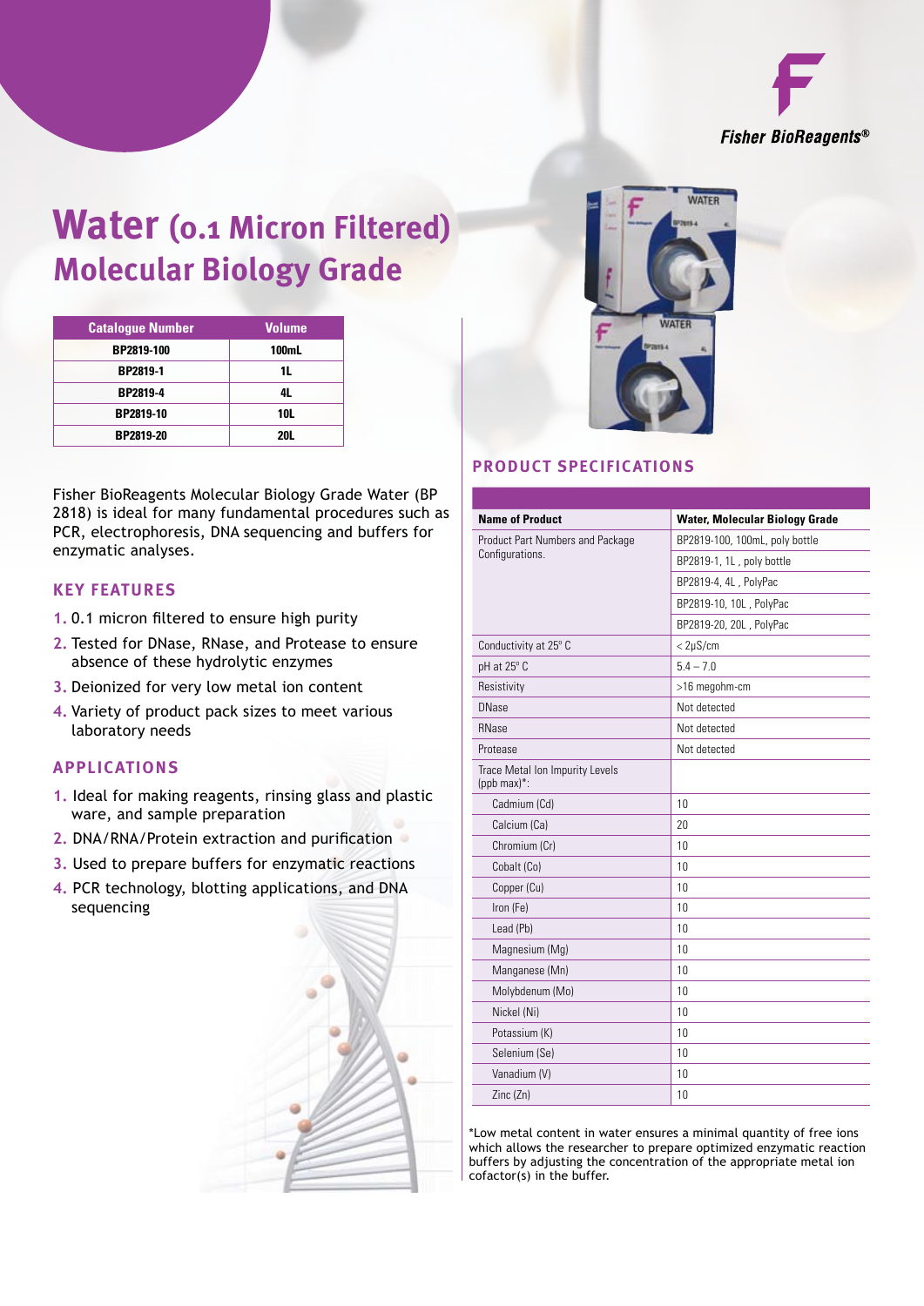Fisher BioReagents®

# Water (0.1 Micron Filtered)
## Molecular Biology Grade

| Catalogue Number | Volume |
|---|---|
| BP2819-100 | 100mL |
| BP2819-1 | 1L |
| BP2819-4 | 4L |
| BP2819-10 | 10L |
| BP2819-20 | 20L |

Fisher BioReagents Molecular Biology Grade Water (BP 2818) is ideal for many fundamental procedures such as PCR, electrophoresis, DNA sequencing and buffers for enzymatic analyses.

### KEY FEATURES

1. 0.1 micron filtered to ensure high purity
2. Tested for DNase, RNase, and Protease to ensure absence of these hydrolytic enzymes
3. Deionized for very low metal ion content
4. Variety of product pack sizes to meet various laboratory needs

### APPLICATIONS

1. Ideal for making reagents, rinsing glass and plastic ware, and sample preparation
2. DNA/RNA/Protein extraction and purification
3. Used to prepare buffers for enzymatic reactions
4. PCR technology, blotting applications, and DNA sequencing

### PRODUCT SPECIFICATIONS

| Name of Product | Water, Molecular Biology Grade |
|---|---|
| Product Part Numbers and Package Configurations. | BP2819-100, 100mL, poly bottle |
| | BP2819-1, 1L , poly bottle |
| | BP2819-4, 4L , PolyPac |
| | BP2819-10, 10L , PolyPac |
| | BP2819-20, 20L , PolyPac |
| Conductivity at 25° C | < 2µS/cm |
| pH at 25° C | 5.4 – 7.0 |
| Resistivity | >16 megohm-cm |
| DNase | Not detected |
| RNase | Not detected |
| Protease | Not detected |
| Trace Metal Ion Impurity Levels (ppb max)*: | |
| Cadmium (Cd) | 10 |
| Calcium (Ca) | 20 |
| Chromium (Cr) | 10 |
| Cobalt (Co) | 10 |
| Copper (Cu) | 10 |
| Iron (Fe) | 10 |
| Lead (Pb) | 10 |
| Magnesium (Mg) | 10 |
| Manganese (Mn) | 10 |
| Molybdenum (Mo) | 10 |
| Nickel (Ni) | 10 |
| Potassium (K) | 10 |
| Selenium (Se) | 10 |
| Vanadium (V) | 10 |
| Zinc (Zn) | 10 |

*Low metal content in water ensures a minimal quantity of free ions which allows the researcher to prepare optimized enzymatic reaction buffers by adjusting the concentration of the appropriate metal ion cofactor(s) in the buffer.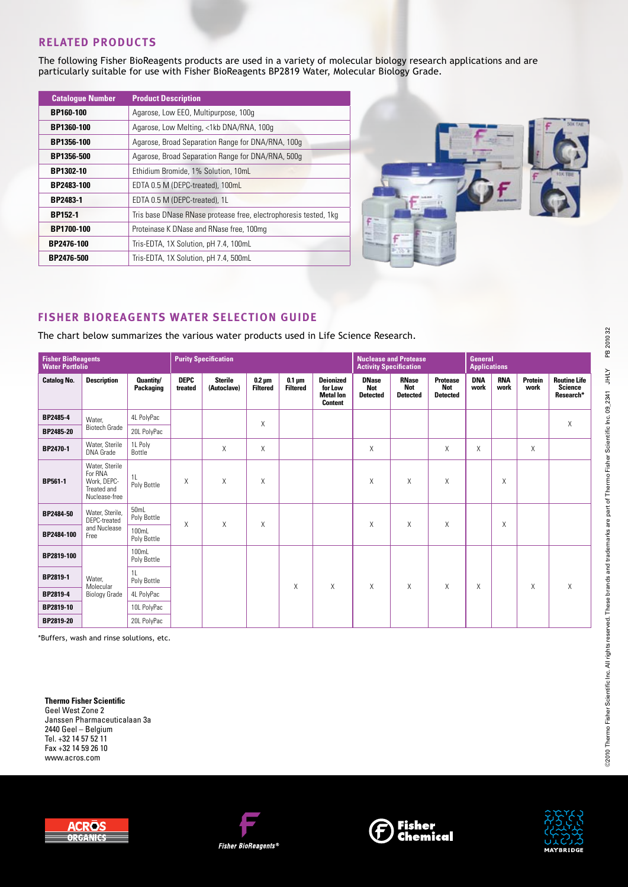## RELATED PRODUCTS

The following Fisher BioReagents products are used in a variety of molecular biology research applications and are particularly suitable for use with Fisher BioReagents BP2819 Water, Molecular Biology Grade.

| Catalogue Number | Product Description |
|---|---|
| BP160-100 | Agarose, Low EEO, Multipurpose, 100g |
| BP1360-100 | Agarose, Low Melting, <1kb DNA/RNA, 100g |
| BP1356-100 | Agarose, Broad Separation Range for DNA/RNA, 100g |
| BP1356-500 | Agarose, Broad Separation Range for DNA/RNA, 500g |
| BP1302-10 | Ethidium Bromide, 1% Solution, 10mL |
| BP2483-100 | EDTA 0.5 M (DEPC-treated), 100mL |
| BP2483-1 | EDTA 0.5 M (DEPC-treated), 1L |
| BP152-1 | Tris base DNase RNase protease free, electrophoresis tested, 1kg |
| BP1700-100 | Proteinase K DNase and RNase free, 100mg |
| BP2476-100 | Tris-EDTA, 1X Solution, pH 7.4, 100mL |
| BP2476-500 | Tris-EDTA, 1X Solution, pH 7.4, 500mL |

## FISHER BIOREAGENTS WATER SELECTION GUIDE

The chart below summarizes the various water products used in Life Science Research.

| Fisher BioReagents Water Portfolio | | | Purity Specification | | | | | Nuclease and Protease Activity Specification | | | General Applications | | | |
|---|---|---|---|---|---|---|---|---|---|---|---|---|---|---|
| **Catalog No.** | **Description** | **Quantity/ Packaging** | **DEPC treated** | **Sterile (Autoclave)** | **0.2 µm Filtered** | **0.1 µm Filtered** | **Deionized for Low Metal Ion Content** | **DNase Not Detected** | **RNase Not Detected** | **Protease Not Detected** | **DNA work** | **RNA work** | **Protein work** | **Routine Life Science Research*** |
| BP2485-4 | Water, Biotech Grade | 4L PolyPac | | | X | | | | | | | | | X |
| BP2485-20 | | 20L PolyPac | | | | | | | | | | | | |
| BP2470-1 | Water, Sterile DNA Grade | 1L Poly Bottle | | X | X | | | X | | X | X | | X | |
| BP561-1 | Water, Sterile For RNA Work, DEPC-Treated and Nuclease-free | 1L Poly Bottle | X | X | X | | | X | X | X | | X | | |
| BP2484-50 | Water, Sterile, DEPC-treated and Nuclease Free | 50mL Poly Bottle | X | X | X | | | X | X | X | | X | | |
| BP2484-100 | | 100mL Poly Bottle | | | | | | | | | | | | |
| BP2819-100 | Water, Molecular Biology Grade | 100mL Poly Bottle | | | | X | X | X | X | X | X | | X | X |
| BP2819-1 | | 1L Poly Bottle | | | | | | | | | | | | |
| BP2819-4 | | 4L PolyPac | | | | | | | | | | | | |
| BP2819-10 | | 10L PolyPac | | | | | | | | | | | | |
| BP2819-20 | | 20L PolyPac | | | | | | | | | | | | |

*Buffers, wash and rinse solutions, etc.

**Thermo Fisher Scientific**
Geel West Zone 2
Janssen Pharmaceuticalaan 3a
2440 Geel – Belgium
Tel. +32 14 57 52 11
Fax +32 14 59 26 10
www.acros.com

©2010 Thermo Fisher Scientific Inc. All rights reserved. These brands and trademarks are part of Thermo Fisher Scientific Inc. 09_2341 JH/LY PB 2010 32